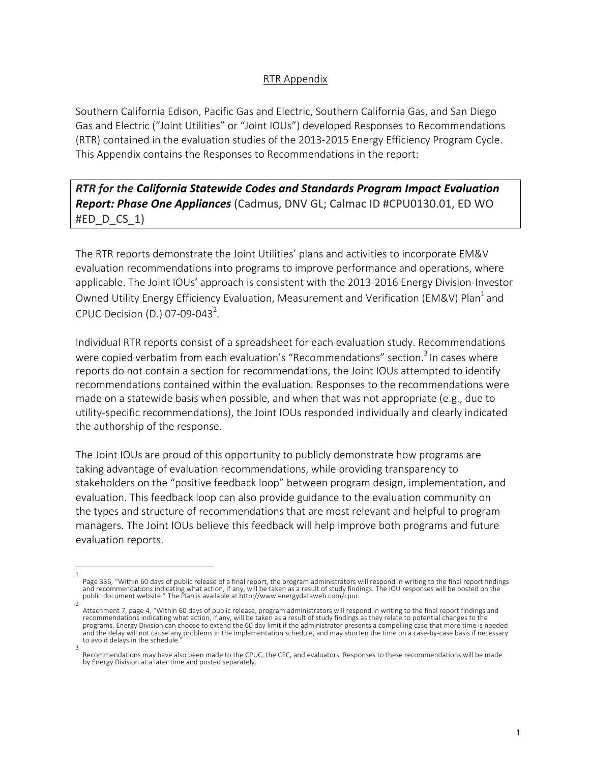## RTR Appendix

Southern California Edison, Pacific Gas and Electric, Southern California Gas, and San Diego Gas and Electric ("Joint Utilities" or "Joint IOUs") developed Responses to Recommendations (RTR) contained in the evaluation studies of the 2013-2015 Energy Efficiency Program Cycle. This Appendix contains the Responses to Recommendations in the report:

***RTR for the California Statewide Codes and Standards Program Impact Evaluation Report: Phase One Appliances*** (Cadmus, DNV GL; Calmac ID #CPU0130.01, ED WO #ED_D_CS_1)

The RTR reports demonstrate the Joint Utilities' plans and activities to incorporate EM&V evaluation recommendations into programs to improve performance and operations, where applicable. The Joint IOUs' approach is consistent with the 2013-2016 Energy Division-Investor Owned Utility Energy Efficiency Evaluation, Measurement and Verification (EM&V) Plan[1] and CPUC Decision (D.) 07-09-043[2].

Individual RTR reports consist of a spreadsheet for each evaluation study. Recommendations were copied verbatim from each evaluation's "Recommendations" section.[3] In cases where reports do not contain a section for recommendations, the Joint IOUs attempted to identify recommendations contained within the evaluation. Responses to the recommendations were made on a statewide basis when possible, and when that was not appropriate (e.g., due to utility-specific recommendations), the Joint IOUs responded individually and clearly indicated the authorship of the response.

The Joint IOUs are proud of this opportunity to publicly demonstrate how programs are taking advantage of evaluation recommendations, while providing transparency to stakeholders on the "positive feedback loop" between program design, implementation, and evaluation. This feedback loop can also provide guidance to the evaluation community on the types and structure of recommendations that are most relevant and helpful to program managers. The Joint IOUs believe this feedback will help improve both programs and future evaluation reports.

---

[1] Page 336, "Within 60 days of public release of a final report, the program administrators will respond in writing to the final report findings and recommendations indicating what action, if any, will be taken as a result of study findings. The IOU responses will be posted on the public document website." The Plan is available at http://www.energydataweb.com/cpuc.

[2] Attachment 7, page 4, "Within 60 days of public release, program administrators will respond in writing to the final report findings and recommendations indicating what action, if any, will be taken as a result of study findings as they relate to potential changes to the programs. Energy Division can choose to extend the 60 day limit if the administrator presents a compelling case that more time is needed and the delay will not cause any problems in the implementation schedule, and may shorten the time on a case-by-case basis if necessary to avoid delays in the schedule."

[3] Recommendations may have also been made to the CPUC, the CEC, and evaluators. Responses to these recommendations will be made by Energy Division at a later time and posted separately.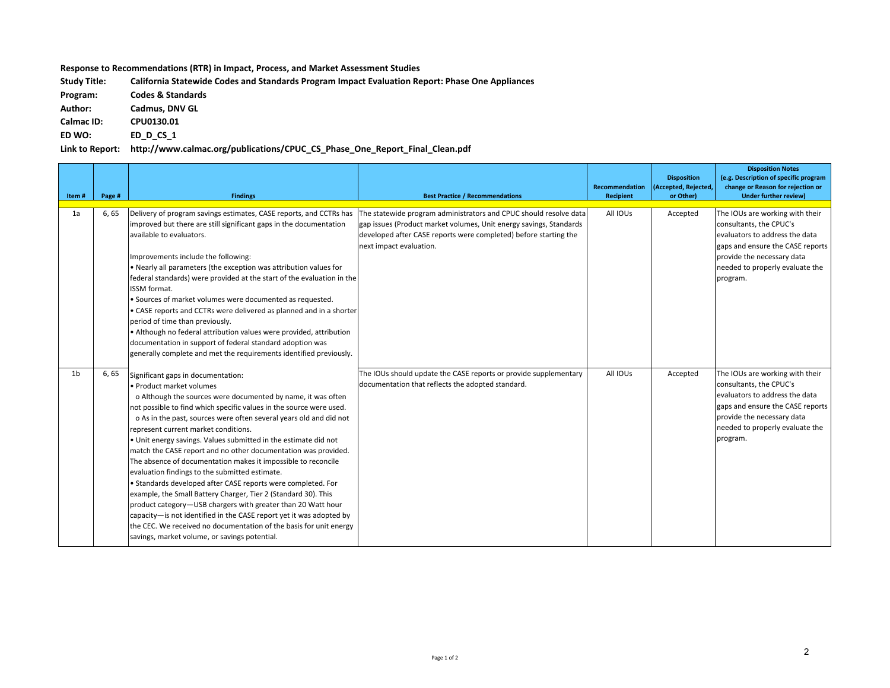**Response to Recommendations (RTR) in Impact, Process, and Market Assessment Studies**

**Study Title:** California Statewide Codes and Standards Program Impact Evaluation Report: Phase One Appliances

**Program:** Codes & Standards

**Author:** Cadmus, DNV GL

**Calmac ID:** CPU0130.01

**ED WO:** ED_D_CS_1

**Link to Report:** http://www.calmac.org/publications/CPUC_CS_Phase_One_Report_Final_Clean.pdf

| Item # | Page # | Findings | Best Practice / Recommendations | Recommendation Recipient | Disposition (Accepted, Rejected, or Other) | Disposition Notes (e.g. Description of specific program change or Reason for rejection or Under further review) |
|---|---|---|---|---|---|---|
| 1a | 6, 65 | Delivery of program savings estimates, CASE reports, and CCTRs has improved but there are still significant gaps in the documentation available to evaluators.<br><br>Improvements include the following:<br>• Nearly all parameters (the exception was attribution values for federal standards) were provided at the start of the evaluation in the ISSM format.<br>• Sources of market volumes were documented as requested.<br>• CASE reports and CCTRs were delivered as planned and in a shorter period of time than previously.<br>• Although no federal attribution values were provided, attribution documentation in support of federal standard adoption was generally complete and met the requirements identified previously. | The statewide program administrators and CPUC should resolve data gap issues (Product market volumes, Unit energy savings, Standards developed after CASE reports were completed) before starting the next impact evaluation. | All IOUs | Accepted | The IOUs are working with their consultants, the CPUC's evaluators to address the data gaps and ensure the CASE reports provide the necessary data needed to properly evaluate the program. |
| 1b | 6, 65 | Significant gaps in documentation:<br>• Product market volumes<br>o Although the sources were documented by name, it was often not possible to find which specific values in the source were used.<br>o As in the past, sources were often several years old and did not represent current market conditions.<br>• Unit energy savings. Values submitted in the estimate did not match the CASE report and no other documentation was provided. The absence of documentation makes it impossible to reconcile evaluation findings to the submitted estimate.<br>• Standards developed after CASE reports were completed. For example, the Small Battery Charger, Tier 2 (Standard 30). This product category—USB chargers with greater than 20 Watt hour capacity—is not identified in the CASE report yet it was adopted by the CEC. We received no documentation of the basis for unit energy savings, market volume, or savings potential. | The IOUs should update the CASE reports or provide supplementary documentation that reflects the adopted standard. | All IOUs | Accepted | The IOUs are working with their consultants, the CPUC's evaluators to address the data gaps and ensure the CASE reports provide the necessary data needed to properly evaluate the program. |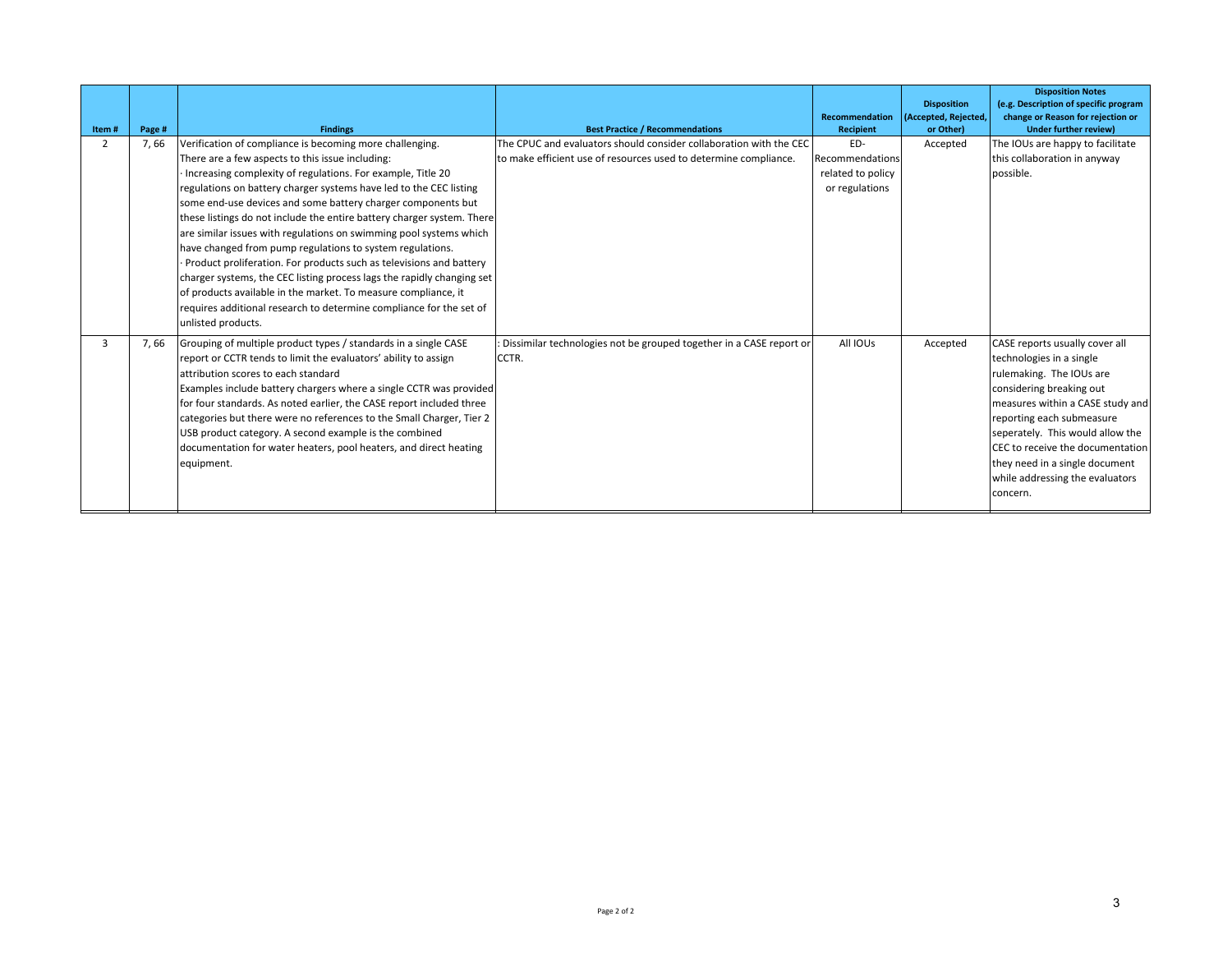| Item # | Page # | Findings | Best Practice / Recommendations | Recommendation Recipient | Disposition (Accepted, Rejected, or Other) | Disposition Notes (e.g. Description of specific program change or Reason for rejection or Under further review) |
|---|---|---|---|---|---|---|
| 2 | 7, 66 | Verification of compliance is becoming more challenging. There are a few aspects to this issue including: · Increasing complexity of regulations. For example, Title 20 regulations on battery charger systems have led to the CEC listing some end-use devices and some battery charger components but these listings do not include the entire battery charger system. There are similar issues with regulations on swimming pool systems which have changed from pump regulations to system regulations. · Product proliferation. For products such as televisions and battery charger systems, the CEC listing process lags the rapidly changing set of products available in the market. To measure compliance, it requires additional research to determine compliance for the set of unlisted products. | The CPUC and evaluators should consider collaboration with the CEC to make efficient use of resources used to determine compliance. | ED-Recommendations related to policy or regulations | Accepted | The IOUs are happy to facilitate this collaboration in anyway possible. |
| 3 | 7, 66 | Grouping of multiple product types / standards in a single CASE report or CCTR tends to limit the evaluators' ability to assign attribution scores to each standard Examples include battery chargers where a single CCTR was provided for four standards. As noted earlier, the CASE report included three categories but there were no references to the Small Charger, Tier 2 USB product category. A second example is the combined documentation for water heaters, pool heaters, and direct heating equipment. | : Dissimilar technologies not be grouped together in a CASE report or CCTR. | All IOUs | Accepted | CASE reports usually cover all technologies in a single rulemaking. The IOUs are considering breaking out measures within a CASE study and reporting each submeasure seperately. This would allow the CEC to receive the documentation they need in a single document while addressing the evaluators concern. |